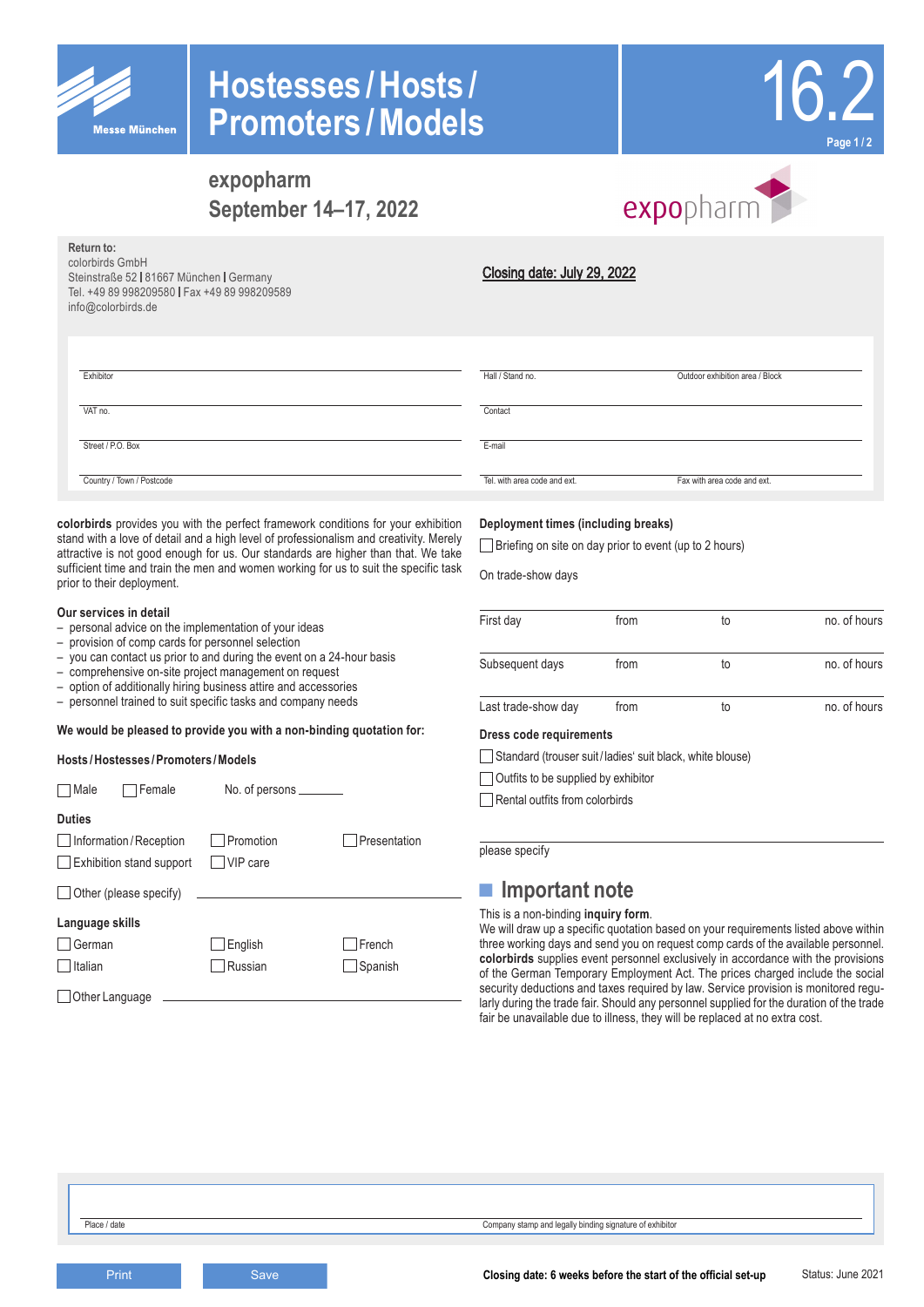Messe München

# Hostesses / Hosts / Promoters / Models

16.2

## expopharm
## September 14–17, 2022

expopharm

**Return to:**
colorbirds GmbH
Steinstraße 52 | 81667 München | Germany
Tel. +49 89 998209580 | Fax +49 89 998209589
info@colorbirds.de

**Closing date: July 29, 2022**

| | | |
|---|---|---|
| Exhibitor | Hall / Stand no. | Outdoor exhibition area / Block |
| VAT no. | Contact | |
| Street / P.O. Box | E-mail | |
| Country / Town / Postcode | Tel. with area code and ext. | Fax with area code and ext. |

**colorbirds** provides you with the perfect framework conditions for your exhibition stand with a love of detail and a high level of professionalism and creativity. Merely attractive is not good enough for us. Our standards are higher than that. We take sufficient time and train the men and women working for us to suit the specific task prior to their deployment.

**Our services in detail**

- personal advice on the implementation of your ideas
- provision of comp cards for personnel selection
- you can contact us prior to and during the event on a 24-hour basis
- comprehensive on-site project management on request
- option of additionally hiring business attire and accessories
- personnel trained to suit specific tasks and company needs

**We would be pleased to provide you with a non-binding quotation for:**

**Hosts / Hostesses / Promoters / Models**

☐ Male ☐ Female No. of persons _______

**Duties**

☐ Information / Reception ☐ Promotion ☐ Presentation
☐ Exhibition stand support ☐ VIP care
☐ Other (please specify) ____________________

**Language skills**

☐ German ☐ English ☐ French
☐ Italian ☐ Russian ☐ Spanish
☐ Other Language ____________________

**Deployment times (including breaks)**

☐ Briefing on site on day prior to event (up to 2 hours)

On trade-show days

| | | | |
|---|---|---|---|
| First day | from | to | no. of hours |
| Subsequent days | from | to | no. of hours |
| Last trade-show day | from | to | no. of hours |

**Dress code requirements**

☐ Standard (trouser suit / ladies' suit black, white blouse)
☐ Outfits to be supplied by exhibitor
☐ Rental outfits from colorbirds

please specify ____________________

## Important note

This is a non-binding **inquiry form**.
We will draw up a specific quotation based on your requirements listed above within three working days and send you on request comp cards of the available personnel. **colorbirds** supplies event personnel exclusively in accordance with the provisions of the German Temporary Employment Act. The prices charged include the social security deductions and taxes required by law. Service provision is monitored regularly during the trade fair. Should any personnel supplied for the duration of the trade fair be unavailable due to illness, they will be replaced at no extra cost.

| | |
|---|---|
| Place / date | Company stamp and legally binding signature of exhibitor |

Print Save

**Closing date: 6 weeks before the start of the official set-up**

Status: June 2021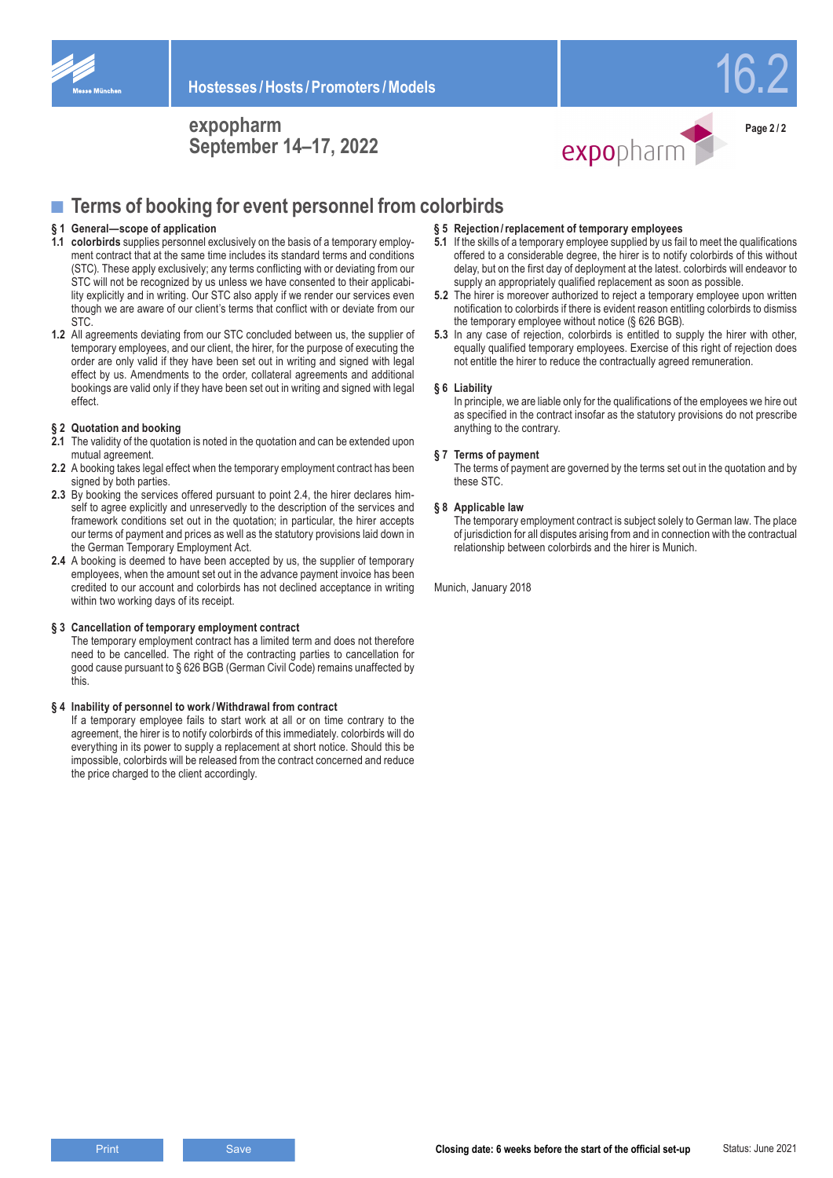# Terms of booking for event personnel from colorbirds

**§ 1 General—scope of application**

**1.1** **colorbirds** supplies personnel exclusively on the basis of a temporary employment contract that at the same time includes its standard terms and conditions (STC). These apply exclusively; any terms conflicting with or deviating from our STC will not be recognized by us unless we have consented to their applicability explicitly and in writing. Our STC also apply if we render our services even though we are aware of our client's terms that conflict with or deviate from our STC.

**1.2** All agreements deviating from our STC concluded between us, the supplier of temporary employees, and our client, the hirer, for the purpose of executing the order are only valid if they have been set out in writing and signed with legal effect by us. Amendments to the order, collateral agreements and additional bookings are valid only if they have been set out in writing and signed with legal effect.

**§ 2 Quotation and booking**

**2.1** The validity of the quotation is noted in the quotation and can be extended upon mutual agreement.

**2.2** A booking takes legal effect when the temporary employment contract has been signed by both parties.

**2.3** By booking the services offered pursuant to point 2.4, the hirer declares himself to agree explicitly and unreservedly to the description of the services and framework conditions set out in the quotation; in particular, the hirer accepts our terms of payment and prices as well as the statutory provisions laid down in the German Temporary Employment Act.

**2.4** A booking is deemed to have been accepted by us, the supplier of temporary employees, when the amount set out in the advance payment invoice has been credited to our account and colorbirds has not declined acceptance in writing within two working days of its receipt.

**§ 3 Cancellation of temporary employment contract**

The temporary employment contract has a limited term and does not therefore need to be cancelled. The right of the contracting parties to cancellation for good cause pursuant to § 626 BGB (German Civil Code) remains unaffected by this.

**§ 4 Inability of personnel to work / Withdrawal from contract**

If a temporary employee fails to start work at all or on time contrary to the agreement, the hirer is to notify colorbirds of this immediately. colorbirds will do everything in its power to supply a replacement at short notice. Should this be impossible, colorbirds will be released from the contract concerned and reduce the price charged to the client accordingly.

**§ 5 Rejection / replacement of temporary employees**

**5.1** If the skills of a temporary employee supplied by us fail to meet the qualifications offered to a considerable degree, the hirer is to notify colorbirds of this without delay, but on the first day of deployment at the latest. colorbirds will endeavor to supply an appropriately qualified replacement as soon as possible.

**5.2** The hirer is moreover authorized to reject a temporary employee upon written notification to colorbirds if there is evident reason entitling colorbirds to dismiss the temporary employee without notice (§ 626 BGB).

**5.3** In any case of rejection, colorbirds is entitled to supply the hirer with other, equally qualified temporary employees. Exercise of this right of rejection does not entitle the hirer to reduce the contractually agreed remuneration.

**§ 6 Liability**

In principle, we are liable only for the qualifications of the employees we hire out as specified in the contract insofar as the statutory provisions do not prescribe anything to the contrary.

**§ 7 Terms of payment**

The terms of payment are governed by the terms set out in the quotation and by these STC.

**§ 8 Applicable law**

The temporary employment contract is subject solely to German law. The place of jurisdiction for all disputes arising from and in connection with the contractual relationship between colorbirds and the hirer is Munich.

Munich, January 2018

**Closing date: 6 weeks before the start of the official set-up**